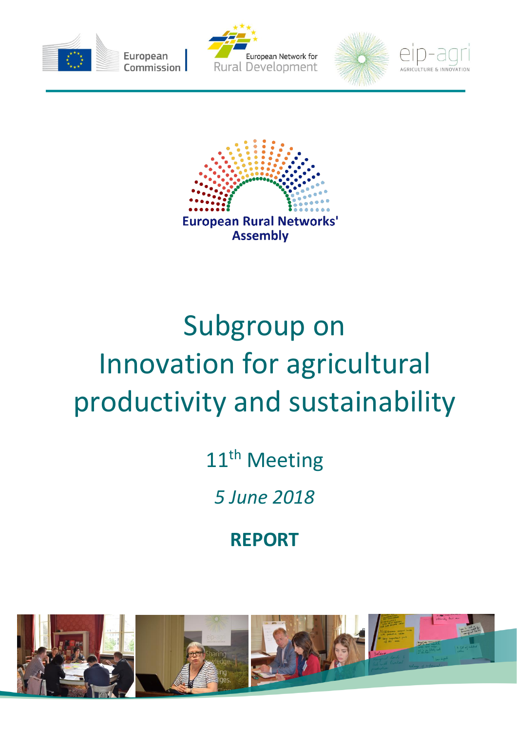European Commission | European Network for Rural Development | eip-agri AGRICULTURE & INNOVATION

European Rural Networks' Assembly

# Subgroup on Innovation for agricultural productivity and sustainability

11th Meeting

*5 June 2018*

**REPORT**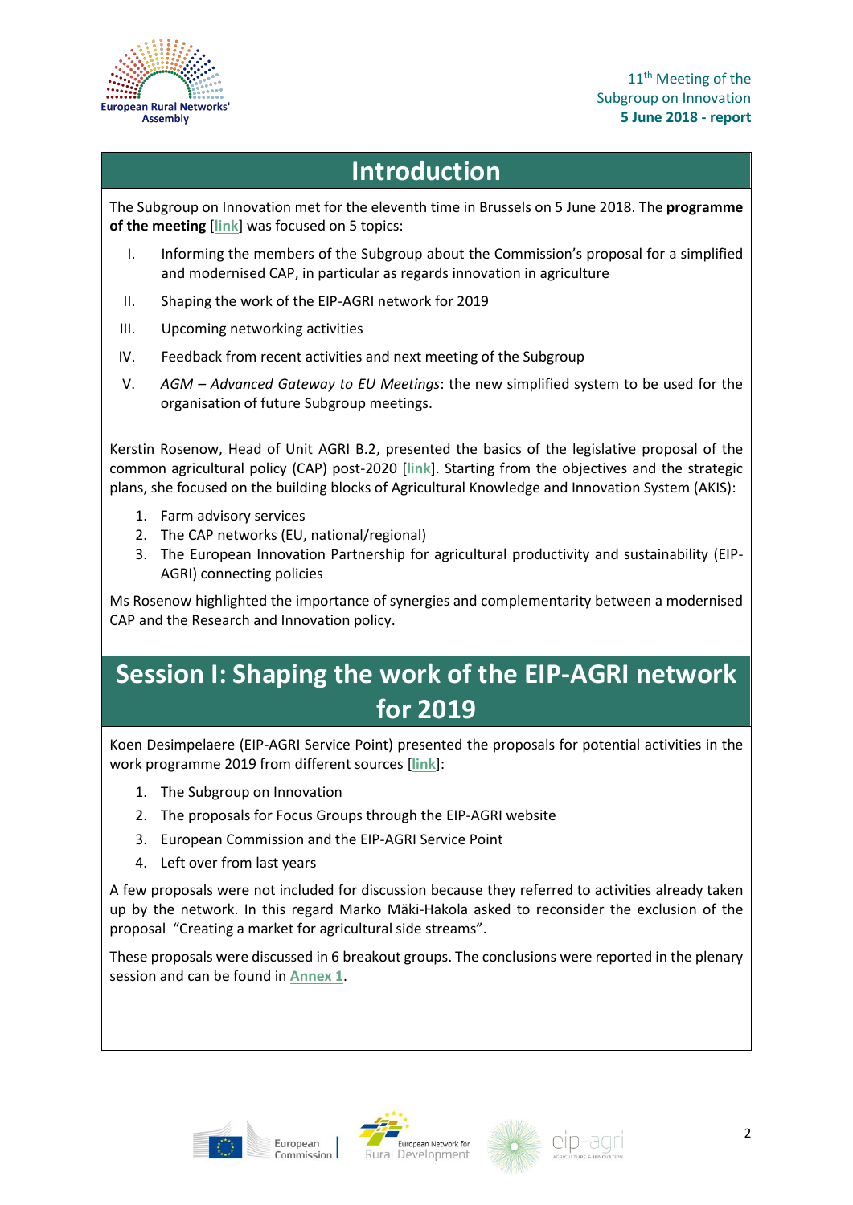# Introduction

The Subgroup on Innovation met for the eleventh time in Brussels on 5 June 2018. The **programme of the meeting** [link] was focused on 5 topics:

I. Informing the members of the Subgroup about the Commission's proposal for a simplified and modernised CAP, in particular as regards innovation in agriculture

II. Shaping the work of the EIP-AGRI network for 2019

III. Upcoming networking activities

IV. Feedback from recent activities and next meeting of the Subgroup

V. *AGM – Advanced Gateway to EU Meetings*: the new simplified system to be used for the organisation of future Subgroup meetings.

Kerstin Rosenow, Head of Unit AGRI B.2, presented the basics of the legislative proposal of the common agricultural policy (CAP) post-2020 [link]. Starting from the objectives and the strategic plans, she focused on the building blocks of Agricultural Knowledge and Innovation System (AKIS):

1. Farm advisory services
2. The CAP networks (EU, national/regional)
3. The European Innovation Partnership for agricultural productivity and sustainability (EIP-AGRI) connecting policies

Ms Rosenow highlighted the importance of synergies and complementarity between a modernised CAP and the Research and Innovation policy.

# Session I: Shaping the work of the EIP-AGRI network for 2019

Koen Desimpelaere (EIP-AGRI Service Point) presented the proposals for potential activities in the work programme 2019 from different sources [link]:

1. The Subgroup on Innovation
2. The proposals for Focus Groups through the EIP-AGRI website
3. European Commission and the EIP-AGRI Service Point
4. Left over from last years

A few proposals were not included for discussion because they referred to activities already taken up by the network. In this regard Marko Mäki-Hakola asked to reconsider the exclusion of the proposal "Creating a market for agricultural side streams".

These proposals were discussed in 6 breakout groups. The conclusions were reported in the plenary session and can be found in Annex 1.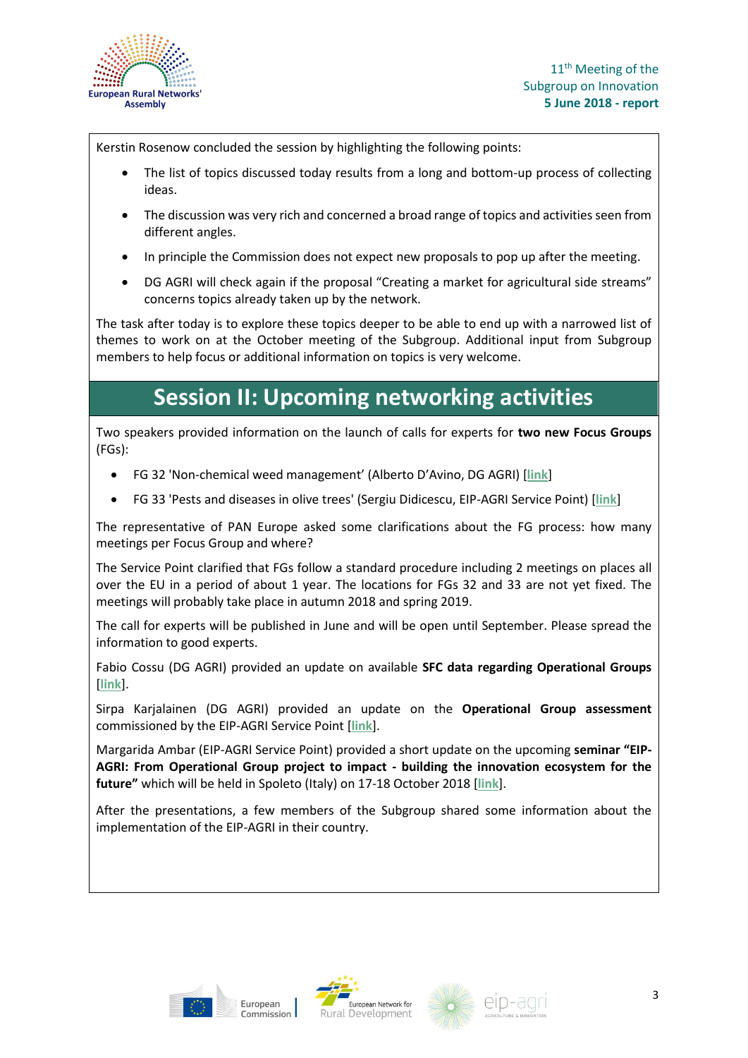Kerstin Rosenow concluded the session by highlighting the following points:

- The list of topics discussed today results from a long and bottom-up process of collecting ideas.
- The discussion was very rich and concerned a broad range of topics and activities seen from different angles.
- In principle the Commission does not expect new proposals to pop up after the meeting.
- DG AGRI will check again if the proposal "Creating a market for agricultural side streams" concerns topics already taken up by the network.

The task after today is to explore these topics deeper to be able to end up with a narrowed list of themes to work on at the October meeting of the Subgroup. Additional input from Subgroup members to help focus or additional information on topics is very welcome.

## Session II: Upcoming networking activities

Two speakers provided information on the launch of calls for experts for **two new Focus Groups** (FGs):

- FG 32 'Non-chemical weed management' (Alberto D'Avino, DG AGRI) [**link**]
- FG 33 'Pests and diseases in olive trees' (Sergiu Didicescu, EIP-AGRI Service Point) [**link**]

The representative of PAN Europe asked some clarifications about the FG process: how many meetings per Focus Group and where?

The Service Point clarified that FGs follow a standard procedure including 2 meetings on places all over the EU in a period of about 1 year. The locations for FGs 32 and 33 are not yet fixed. The meetings will probably take place in autumn 2018 and spring 2019.

The call for experts will be published in June and will be open until September. Please spread the information to good experts.

Fabio Cossu (DG AGRI) provided an update on available **SFC data regarding Operational Groups** [**link**].

Sirpa Karjalainen (DG AGRI) provided an update on the **Operational Group assessment** commissioned by the EIP-AGRI Service Point [**link**].

Margarida Ambar (EIP-AGRI Service Point) provided a short update on the upcoming **seminar "EIP-AGRI: From Operational Group project to impact - building the innovation ecosystem for the future"** which will be held in Spoleto (Italy) on 17-18 October 2018 [**link**].

After the presentations, a few members of the Subgroup shared some information about the implementation of the EIP-AGRI in their country.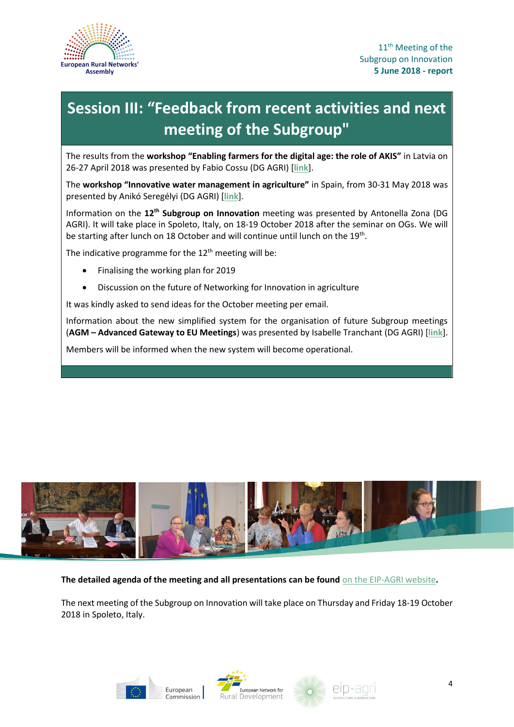# Session III: "Feedback from recent activities and next meeting of the Subgroup"

The results from the **workshop "Enabling farmers for the digital age: the role of AKIS"** in Latvia on 26-27 April 2018 was presented by Fabio Cossu (DG AGRI) [**link**].

The **workshop "Innovative water management in agriculture"** in Spain, from 30-31 May 2018 was presented by Anikó Seregélyi (DG AGRI) [**link**].

Information on the **12th Subgroup on Innovation** meeting was presented by Antonella Zona (DG AGRI). It will take place in Spoleto, Italy, on 18-19 October 2018 after the seminar on OGs. We will be starting after lunch on 18 October and will continue until lunch on the 19th.

The indicative programme for the 12th meeting will be:

- Finalising the working plan for 2019
- Discussion on the future of Networking for Innovation in agriculture

It was kindly asked to send ideas for the October meeting per email.

Information about the new simplified system for the organisation of future Subgroup meetings (**AGM – Advanced Gateway to EU Meetings**) was presented by Isabelle Tranchant (DG AGRI) [**link**].

Members will be informed when the new system will become operational.

**The detailed agenda of the meeting and all presentations can be found** on the EIP-AGRI website**.**

The next meeting of the Subgroup on Innovation will take place on Thursday and Friday 18-19 October 2018 in Spoleto, Italy.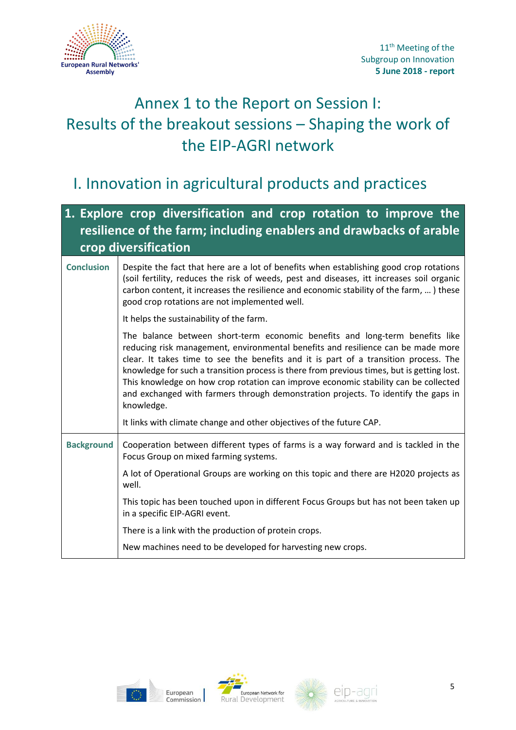# Annex 1 to the Report on Session I: Results of the breakout sessions – Shaping the work of the EIP-AGRI network

## I. Innovation in agricultural products and practices

| 1. Explore crop diversification and crop rotation to improve the resilience of the farm; including enablers and drawbacks of arable crop diversification | |
|---|---|
| **Conclusion** | Despite the fact that here are a lot of benefits when establishing good crop rotations (soil fertility, reduces the risk of weeds, pest and diseases, itt increases soil organic carbon content, it increases the resilience and economic stability of the farm, … ) these good crop rotations are not implemented well.<br><br>It helps the sustainability of the farm.<br><br>The balance between short-term economic benefits and long-term benefits like reducing risk management, environmental benefits and resilience can be made more clear. It takes time to see the benefits and it is part of a transition process. The knowledge for such a transition process is there from previous times, but is getting lost. This knowledge on how crop rotation can improve economic stability can be collected and exchanged with farmers through demonstration projects. To identify the gaps in knowledge.<br><br>It links with climate change and other objectives of the future CAP. |
| **Background** | Cooperation between different types of farms is a way forward and is tackled in the Focus Group on mixed farming systems.<br><br>A lot of Operational Groups are working on this topic and there are H2020 projects as well.<br><br>This topic has been touched upon in different Focus Groups but has not been taken up in a specific EIP-AGRI event.<br><br>There is a link with the production of protein crops.<br><br>New machines need to be developed for harvesting new crops. |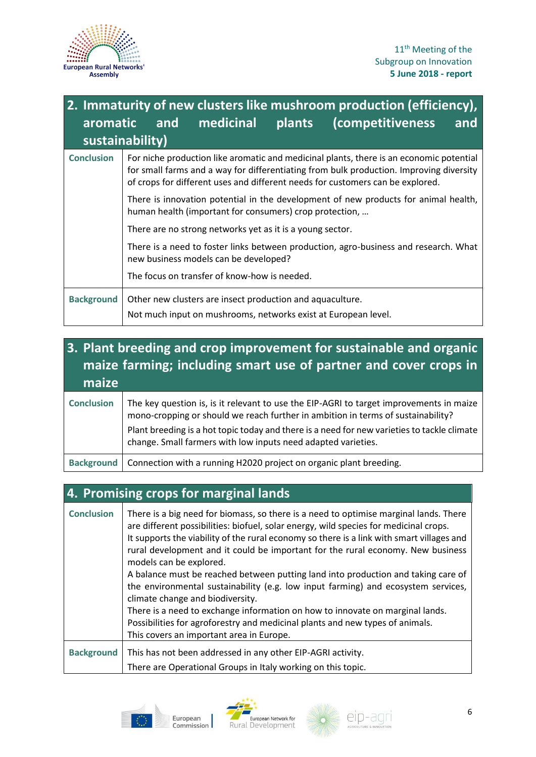## 2. Immaturity of new clusters like mushroom production (efficiency), aromatic and medicinal plants (competitiveness and sustainability)

| | |
|---|---|
| **Conclusion** | For niche production like aromatic and medicinal plants, there is an economic potential for small farms and a way for differentiating from bulk production. Improving diversity of crops for different uses and different needs for customers can be explored.<br><br>There is innovation potential in the development of new products for animal health, human health (important for consumers) crop protection, …<br><br>There are no strong networks yet as it is a young sector.<br><br>There is a need to foster links between production, agro-business and research. What new business models can be developed?<br><br>The focus on transfer of know-how is needed. |
| **Background** | Other new clusters are insect production and aquaculture.<br><br>Not much input on mushrooms, networks exist at European level. |

## 3. Plant breeding and crop improvement for sustainable and organic maize farming; including smart use of partner and cover crops in maize

| | |
|---|---|
| **Conclusion** | The key question is, is it relevant to use the EIP-AGRI to target improvements in maize mono-cropping or should we reach further in ambition in terms of sustainability?<br><br>Plant breeding is a hot topic today and there is a need for new varieties to tackle climate change. Small farmers with low inputs need adapted varieties. |
| **Background** | Connection with a running H2020 project on organic plant breeding. |

## 4. Promising crops for marginal lands

| | |
|---|---|
| **Conclusion** | There is a big need for biomass, so there is a need to optimise marginal lands. There are different possibilities: biofuel, solar energy, wild species for medicinal crops.<br>It supports the viability of the rural economy so there is a link with smart villages and rural development and it could be important for the rural economy. New business models can be explored.<br>A balance must be reached between putting land into production and taking care of the environmental sustainability (e.g. low input farming) and ecosystem services, climate change and biodiversity.<br>There is a need to exchange information on how to innovate on marginal lands.<br>Possibilities for agroforestry and medicinal plants and new types of animals.<br>This covers an important area in Europe. |
| **Background** | This has not been addressed in any other EIP-AGRI activity.<br><br>There are Operational Groups in Italy working on this topic. |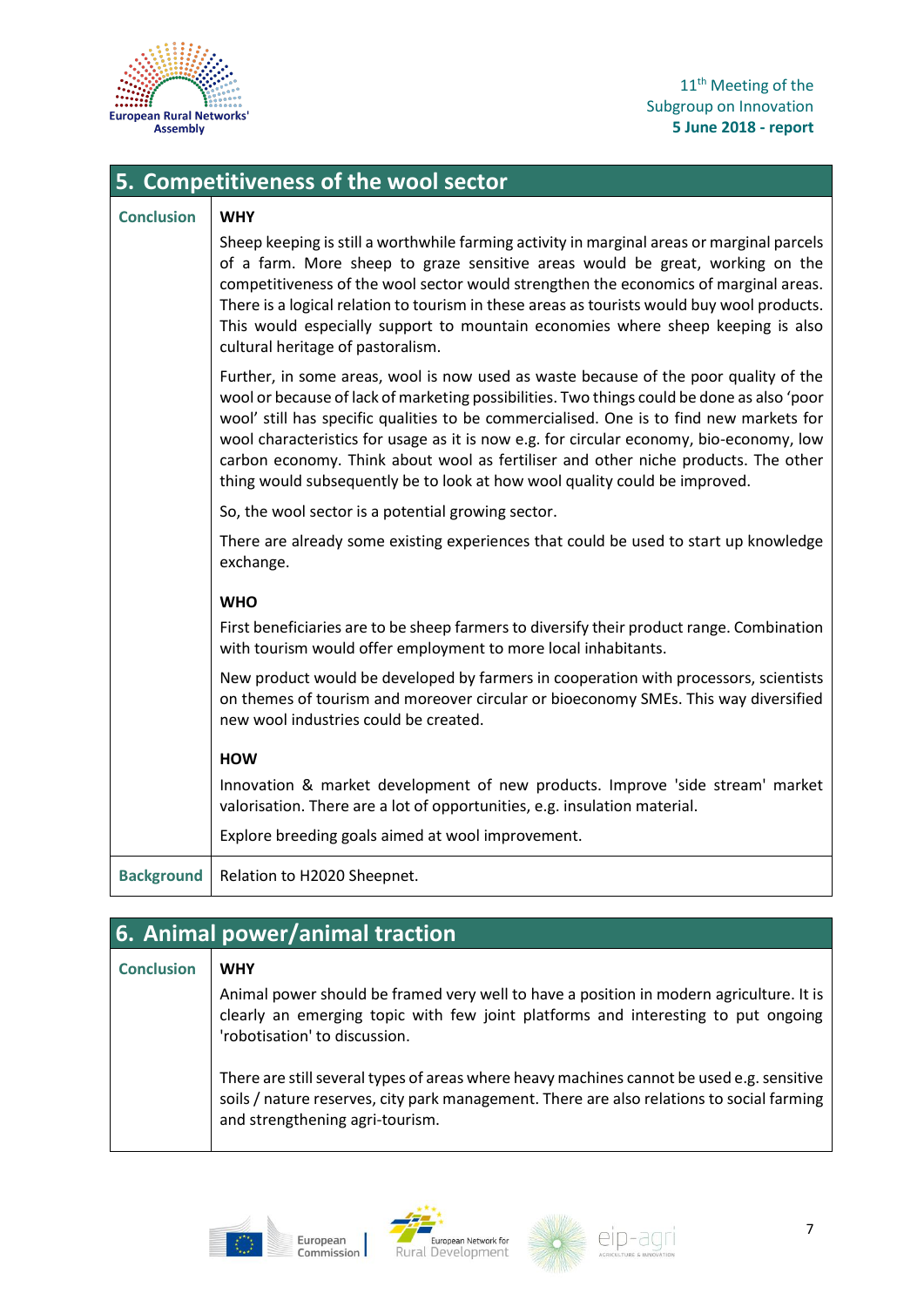## 5. Competitiveness of the wool sector

| | |
|---|---|
| **Conclusion** | **WHY**<br><br>Sheep keeping is still a worthwhile farming activity in marginal areas or marginal parcels of a farm. More sheep to graze sensitive areas would be great, working on the competitiveness of the wool sector would strengthen the economics of marginal areas. There is a logical relation to tourism in these areas as tourists would buy wool products. This would especially support to mountain economies where sheep keeping is also cultural heritage of pastoralism.<br><br>Further, in some areas, wool is now used as waste because of the poor quality of the wool or because of lack of marketing possibilities. Two things could be done as also 'poor wool' still has specific qualities to be commercialised. One is to find new markets for wool characteristics for usage as it is now e.g. for circular economy, bio-economy, low carbon economy. Think about wool as fertiliser and other niche products. The other thing would subsequently be to look at how wool quality could be improved.<br><br>So, the wool sector is a potential growing sector.<br><br>There are already some existing experiences that could be used to start up knowledge exchange.<br><br>**WHO**<br><br>First beneficiaries are to be sheep farmers to diversify their product range. Combination with tourism would offer employment to more local inhabitants.<br><br>New product would be developed by farmers in cooperation with processors, scientists on themes of tourism and moreover circular or bioeconomy SMEs. This way diversified new wool industries could be created.<br><br>**HOW**<br><br>Innovation & market development of new products. Improve 'side stream' market valorisation. There are a lot of opportunities, e.g. insulation material.<br><br>Explore breeding goals aimed at wool improvement. |
| **Background** | Relation to H2020 Sheepnet. |

## 6. Animal power/animal traction

| | |
|---|---|
| **Conclusion** | **WHY**<br><br>Animal power should be framed very well to have a position in modern agriculture. It is clearly an emerging topic with few joint platforms and interesting to put ongoing 'robotisation' to discussion.<br><br>There are still several types of areas where heavy machines cannot be used e.g. sensitive soils / nature reserves, city park management. There are also relations to social farming and strengthening agri-tourism. |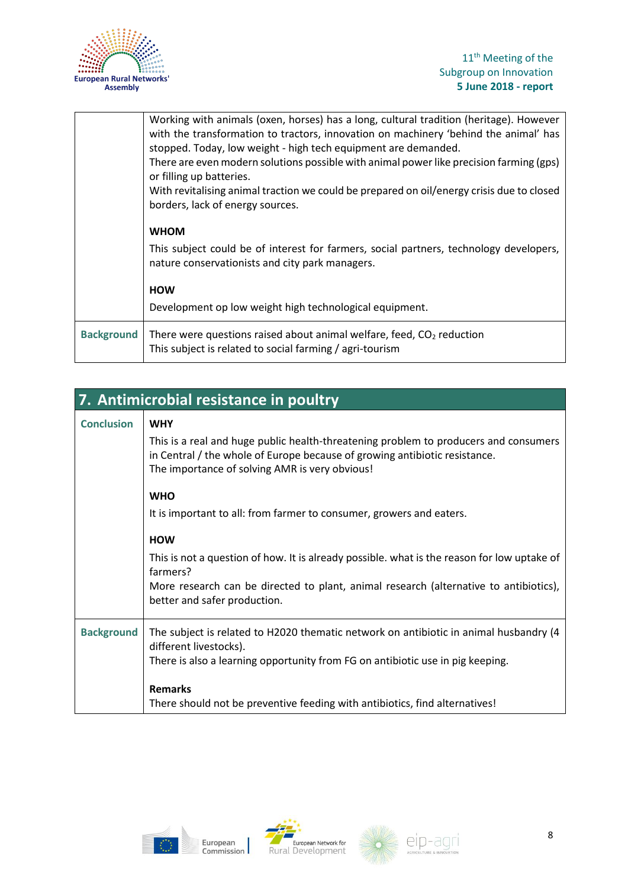| | |
|---|---|
| | Working with animals (oxen, horses) has a long, cultural tradition (heritage). However with the transformation to tractors, innovation on machinery 'behind the animal' has stopped. Today, low weight - high tech equipment are demanded.<br>There are even modern solutions possible with animal power like precision farming (gps) or filling up batteries.<br>With revitalising animal traction we could be prepared on oil/energy crisis due to closed borders, lack of energy sources.<br><br>**WHOM**<br><br>This subject could be of interest for farmers, social partners, technology developers, nature conservationists and city park managers.<br><br>**HOW**<br><br>Development op low weight high technological equipment. |
| **Background** | There were questions raised about animal welfare, feed, $CO_2$ reduction<br>This subject is related to social farming / agri-tourism |

## 7. Antimicrobial resistance in poultry

| | |
|---|---|
| **Conclusion** | **WHY**<br><br>This is a real and huge public health-threatening problem to producers and consumers in Central / the whole of Europe because of growing antibiotic resistance.<br>The importance of solving AMR is very obvious!<br><br>**WHO**<br><br>It is important to all: from farmer to consumer, growers and eaters.<br><br>**HOW**<br><br>This is not a question of how. It is already possible. what is the reason for low uptake of farmers?<br>More research can be directed to plant, animal research (alternative to antibiotics), better and safer production. |
| **Background** | The subject is related to H2020 thematic network on antibiotic in animal husbandry (4 different livestocks).<br>There is also a learning opportunity from FG on antibiotic use in pig keeping.<br><br>**Remarks**<br>There should not be preventive feeding with antibiotics, find alternatives! |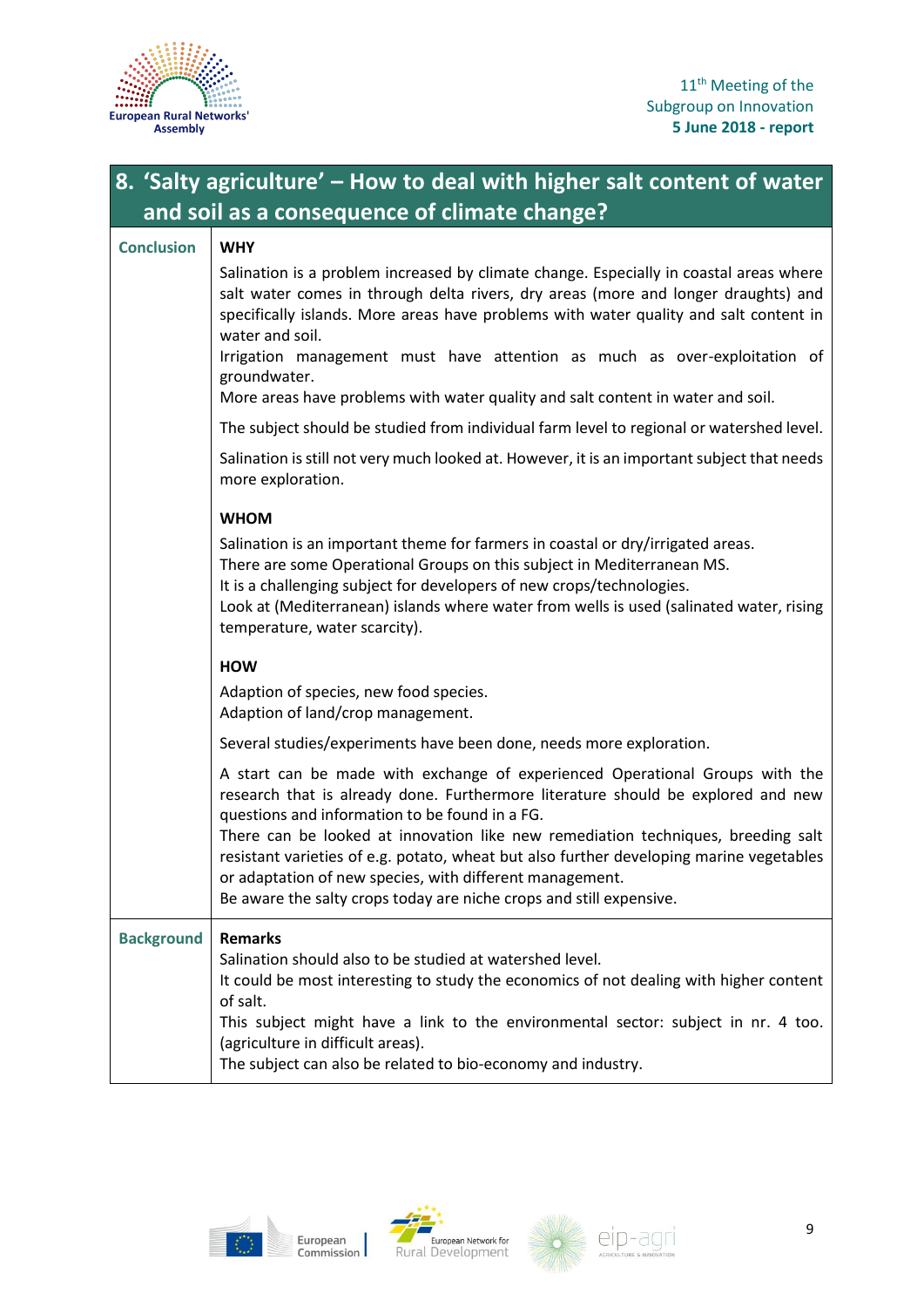## 8. 'Salty agriculture' – How to deal with higher salt content of water and soil as a consequence of climate change?

**Conclusion**

**WHY**

Salination is a problem increased by climate change. Especially in coastal areas where salt water comes in through delta rivers, dry areas (more and longer draughts) and specifically islands. More areas have problems with water quality and salt content in water and soil.
Irrigation management must have attention as much as over-exploitation of groundwater.
More areas have problems with water quality and salt content in water and soil.

The subject should be studied from individual farm level to regional or watershed level.

Salination is still not very much looked at. However, it is an important subject that needs more exploration.

**WHOM**

Salination is an important theme for farmers in coastal or dry/irrigated areas.
There are some Operational Groups on this subject in Mediterranean MS.
It is a challenging subject for developers of new crops/technologies.
Look at (Mediterranean) islands where water from wells is used (salinated water, rising temperature, water scarcity).

**HOW**

Adaption of species, new food species.
Adaption of land/crop management.

Several studies/experiments have been done, needs more exploration.

A start can be made with exchange of experienced Operational Groups with the research that is already done. Furthermore literature should be explored and new questions and information to be found in a FG.
There can be looked at innovation like new remediation techniques, breeding salt resistant varieties of e.g. potato, wheat but also further developing marine vegetables or adaptation of new species, with different management.
Be aware the salty crops today are niche crops and still expensive.

**Background**

**Remarks**

Salination should also to be studied at watershed level.
It could be most interesting to study the economics of not dealing with higher content of salt.
This subject might have a link to the environmental sector: subject in nr. 4 too. (agriculture in difficult areas).
The subject can also be related to bio-economy and industry.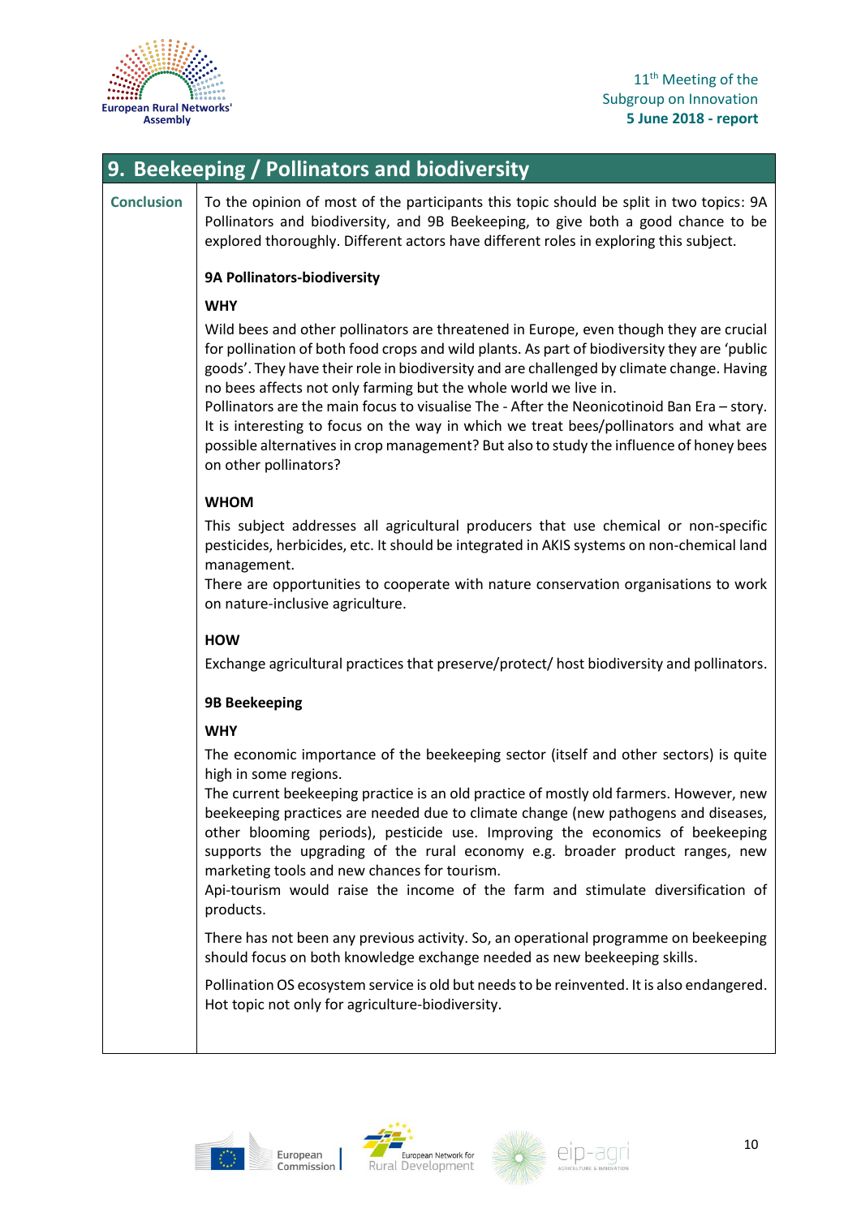## 9. Beekeeping / Pollinators and biodiversity

**Conclusion**

To the opinion of most of the participants this topic should be split in two topics: 9A Pollinators and biodiversity, and 9B Beekeeping, to give both a good chance to be explored thoroughly. Different actors have different roles in exploring this subject.

**9A Pollinators-biodiversity**

**WHY**

Wild bees and other pollinators are threatened in Europe, even though they are crucial for pollination of both food crops and wild plants. As part of biodiversity they are 'public goods'. They have their role in biodiversity and are challenged by climate change. Having no bees affects not only farming but the whole world we live in.
Pollinators are the main focus to visualise The - After the Neonicotinoid Ban Era – story. It is interesting to focus on the way in which we treat bees/pollinators and what are possible alternatives in crop management? But also to study the influence of honey bees on other pollinators?

**WHOM**

This subject addresses all agricultural producers that use chemical or non-specific pesticides, herbicides, etc. It should be integrated in AKIS systems on non-chemical land management.
There are opportunities to cooperate with nature conservation organisations to work on nature-inclusive agriculture.

**HOW**

Exchange agricultural practices that preserve/protect/ host biodiversity and pollinators.

**9B Beekeeping**

**WHY**

The economic importance of the beekeeping sector (itself and other sectors) is quite high in some regions.
The current beekeeping practice is an old practice of mostly old farmers. However, new beekeeping practices are needed due to climate change (new pathogens and diseases, other blooming periods), pesticide use. Improving the economics of beekeeping supports the upgrading of the rural economy e.g. broader product ranges, new marketing tools and new chances for tourism.
Api-tourism would raise the income of the farm and stimulate diversification of products.

There has not been any previous activity. So, an operational programme on beekeeping should focus on both knowledge exchange needed as new beekeeping skills.

Pollination OS ecosystem service is old but needs to be reinvented. It is also endangered. Hot topic not only for agriculture-biodiversity.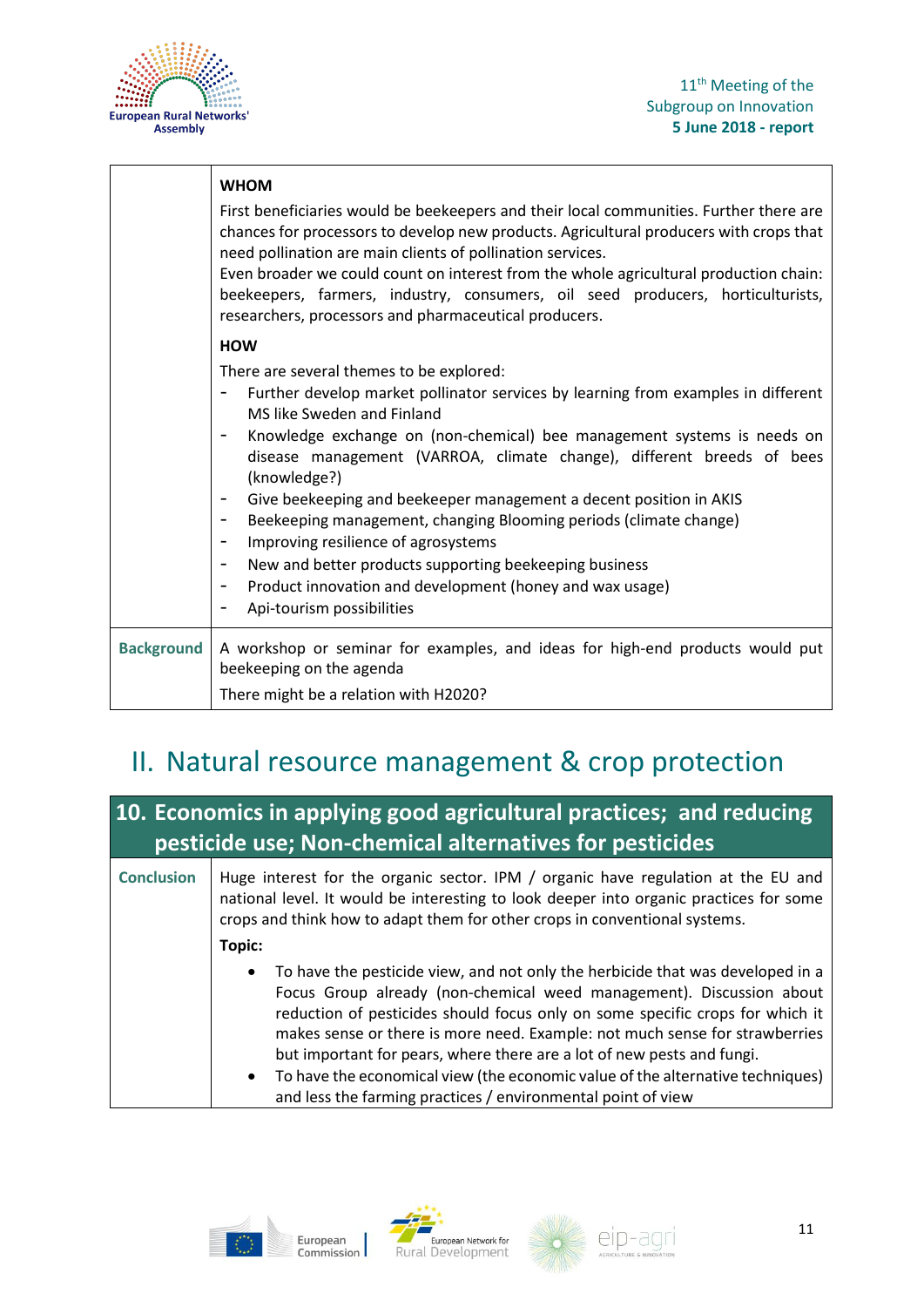| | |
|---|---|
| | **WHOM**<br>First beneficiaries would be beekeepers and their local communities. Further there are chances for processors to develop new products. Agricultural producers with crops that need pollination are main clients of pollination services.<br>Even broader we could count on interest from the whole agricultural production chain: beekeepers, farmers, industry, consumers, oil seed producers, horticulturists, researchers, processors and pharmaceutical producers.<br>**HOW**<br>There are several themes to be explored:<br>- Further develop market pollinator services by learning from examples in different MS like Sweden and Finland<br>- Knowledge exchange on (non-chemical) bee management systems is needs on disease management (VARROA, climate change), different breeds of bees (knowledge?)<br>- Give beekeeping and beekeeper management a decent position in AKIS<br>- Beekeeping management, changing Blooming periods (climate change)<br>- Improving resilience of agrosystems<br>- New and better products supporting beekeeping business<br>- Product innovation and development (honey and wax usage)<br>- Api-tourism possibilities |
| **Background** | A workshop or seminar for examples, and ideas for high-end products would put beekeeping on the agenda<br>There might be a relation with H2020? |

# II. Natural resource management & crop protection

## 10. Economics in applying good agricultural practices; and reducing pesticide use; Non-chemical alternatives for pesticides

| | |
|---|---|
| **Conclusion** | Huge interest for the organic sector. IPM / organic have regulation at the EU and national level. It would be interesting to look deeper into organic practices for some crops and think how to adapt them for other crops in conventional systems.<br>**Topic:**<br>• To have the pesticide view, and not only the herbicide that was developed in a Focus Group already (non-chemical weed management). Discussion about reduction of pesticides should focus only on some specific crops for which it makes sense or there is more need. Example: not much sense for strawberries but important for pears, where there are a lot of new pests and fungi.<br>• To have the economical view (the economic value of the alternative techniques) and less the farming practices / environmental point of view |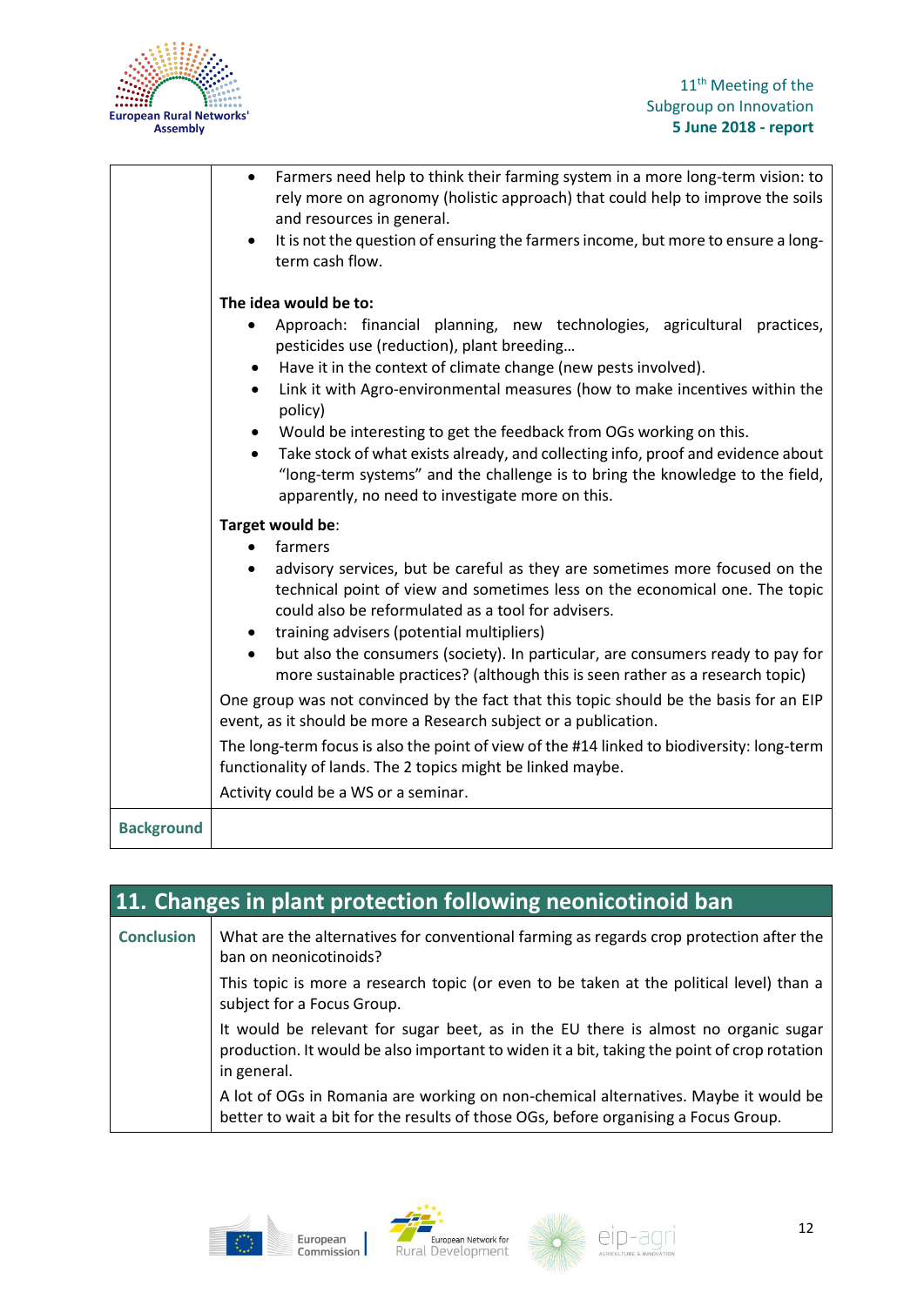| | |
|---|---|
| | • Farmers need help to think their farming system in a more long-term vision: to rely more on agronomy (holistic approach) that could help to improve the soils and resources in general.<br>• It is not the question of ensuring the farmers income, but more to ensure a long-term cash flow.<br><br>**The idea would be to:**<br>• Approach: financial planning, new technologies, agricultural practices, pesticides use (reduction), plant breeding…<br>• Have it in the context of climate change (new pests involved).<br>• Link it with Agro-environmental measures (how to make incentives within the policy)<br>• Would be interesting to get the feedback from OGs working on this.<br>• Take stock of what exists already, and collecting info, proof and evidence about "long-term systems" and the challenge is to bring the knowledge to the field, apparently, no need to investigate more on this.<br><br>**Target would be**:<br>• farmers<br>• advisory services, but be careful as they are sometimes more focused on the technical point of view and sometimes less on the economical one. The topic could also be reformulated as a tool for advisers.<br>• training advisers (potential multipliers)<br>• but also the consumers (society). In particular, are consumers ready to pay for more sustainable practices? (although this is seen rather as a research topic)<br><br>One group was not convinced by the fact that this topic should be the basis for an EIP event, as it should be more a Research subject or a publication.<br><br>The long-term focus is also the point of view of the #14 linked to biodiversity: long-term functionality of lands. The 2 topics might be linked maybe.<br><br>Activity could be a WS or a seminar. |
| **Background** | |

## 11. Changes in plant protection following neonicotinoid ban

| | |
|---|---|
| **Conclusion** | What are the alternatives for conventional farming as regards crop protection after the ban on neonicotinoids?<br><br>This topic is more a research topic (or even to be taken at the political level) than a subject for a Focus Group.<br><br>It would be relevant for sugar beet, as in the EU there is almost no organic sugar production. It would be also important to widen it a bit, taking the point of crop rotation in general.<br><br>A lot of OGs in Romania are working on non-chemical alternatives. Maybe it would be better to wait a bit for the results of those OGs, before organising a Focus Group. |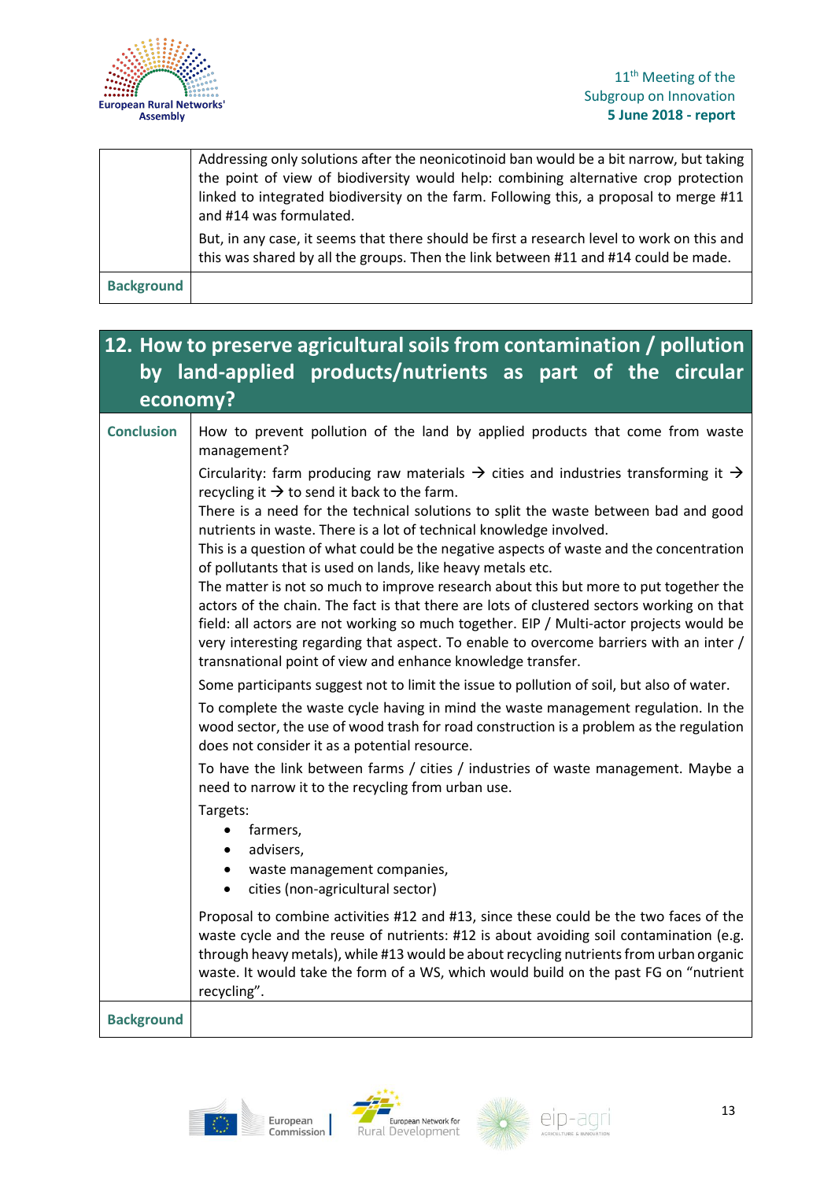| | |
|---|---|
| | Addressing only solutions after the neonicotinoid ban would be a bit narrow, but taking the point of view of biodiversity would help: combining alternative crop protection linked to integrated biodiversity on the farm. Following this, a proposal to merge #11 and #14 was formulated.<br><br>But, in any case, it seems that there should be first a research level to work on this and this was shared by all the groups. Then the link between #11 and #14 could be made. |
| **Background** | |

## 12. How to preserve agricultural soils from contamination / pollution by land-applied products/nutrients as part of the circular economy?

| | |
|---|---|
| **Conclusion** | How to prevent pollution of the land by applied products that come from waste management?<br><br>Circularity: farm producing raw materials → cities and industries transforming it → recycling it → to send it back to the farm.<br>There is a need for the technical solutions to split the waste between bad and good nutrients in waste. There is a lot of technical knowledge involved.<br>This is a question of what could be the negative aspects of waste and the concentration of pollutants that is used on lands, like heavy metals etc.<br>The matter is not so much to improve research about this but more to put together the actors of the chain. The fact is that there are lots of clustered sectors working on that field: all actors are not working so much together. EIP / Multi-actor projects would be very interesting regarding that aspect. To enable to overcome barriers with an inter / transnational point of view and enhance knowledge transfer.<br><br>Some participants suggest not to limit the issue to pollution of soil, but also of water.<br><br>To complete the waste cycle having in mind the waste management regulation. In the wood sector, the use of wood trash for road construction is a problem as the regulation does not consider it as a potential resource.<br><br>To have the link between farms / cities / industries of waste management. Maybe a need to narrow it to the recycling from urban use.<br><br>Targets:<br>• farmers,<br>• advisers,<br>• waste management companies,<br>• cities (non-agricultural sector)<br><br>Proposal to combine activities #12 and #13, since these could be the two faces of the waste cycle and the reuse of nutrients: #12 is about avoiding soil contamination (e.g. through heavy metals), while #13 would be about recycling nutrients from urban organic waste. It would take the form of a WS, which would build on the past FG on "nutrient recycling". |
| **Background** | |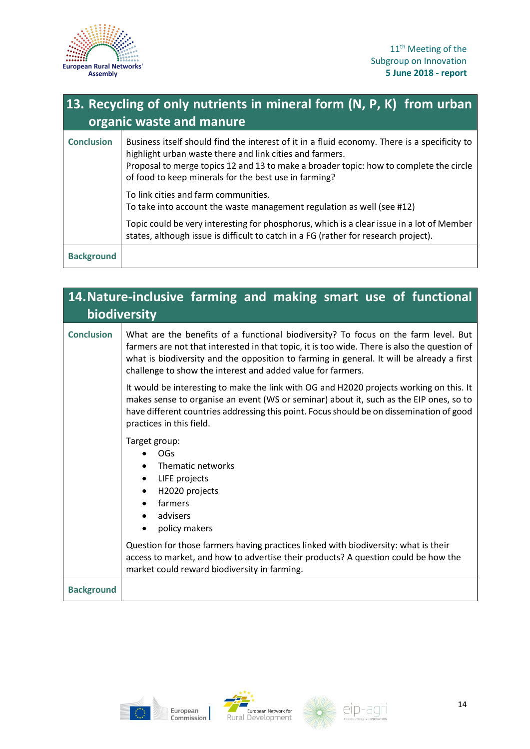## 13. Recycling of only nutrients in mineral form (N, P, K) from urban organic waste and manure

| | |
|---|---|
| **Conclusion** | Business itself should find the interest of it in a fluid economy. There is a specificity to highlight urban waste there and link cities and farmers.<br>Proposal to merge topics 12 and 13 to make a broader topic: how to complete the circle of food to keep minerals for the best use in farming?<br><br>To link cities and farm communities.<br>To take into account the waste management regulation as well (see #12)<br><br>Topic could be very interesting for phosphorus, which is a clear issue in a lot of Member states, although issue is difficult to catch in a FG (rather for research project). |
| **Background** | |

## 14. Nature-inclusive farming and making smart use of functional biodiversity

| | |
|---|---|
| **Conclusion** | What are the benefits of a functional biodiversity? To focus on the farm level. But farmers are not that interested in that topic, it is too wide. There is also the question of what is biodiversity and the opposition to farming in general. It will be already a first challenge to show the interest and added value for farmers.<br><br>It would be interesting to make the link with OG and H2020 projects working on this. It makes sense to organise an event (WS or seminar) about it, such as the EIP ones, so to have different countries addressing this point. Focus should be on dissemination of good practices in this field.<br><br>Target group:<br>• OGs<br>• Thematic networks<br>• LIFE projects<br>• H2020 projects<br>• farmers<br>• advisers<br>• policy makers<br><br>Question for those farmers having practices linked with biodiversity: what is their access to market, and how to advertise their products? A question could be how the market could reward biodiversity in farming. |
| **Background** | |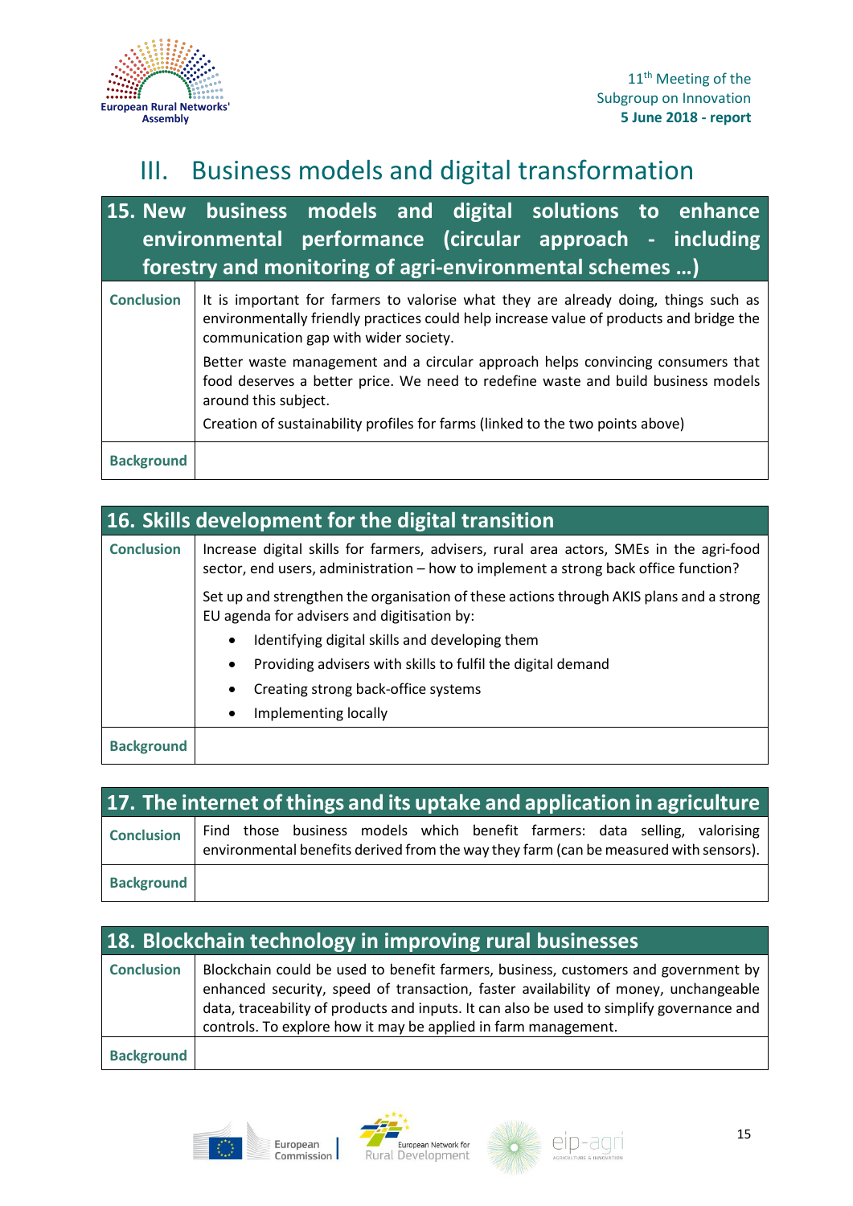## III. Business models and digital transformation

| 15. New business models and digital solutions to enhance environmental performance (circular approach - including forestry and monitoring of agri-environmental schemes …) | |
|---|---|
| **Conclusion** | It is important for farmers to valorise what they are already doing, things such as environmentally friendly practices could help increase value of products and bridge the communication gap with wider society.<br><br>Better waste management and a circular approach helps convincing consumers that food deserves a better price. We need to redefine waste and build business models around this subject.<br><br>Creation of sustainability profiles for farms (linked to the two points above) |
| **Background** | |

| 16. Skills development for the digital transition | |
|---|---|
| **Conclusion** | Increase digital skills for farmers, advisers, rural area actors, SMEs in the agri-food sector, end users, administration – how to implement a strong back office function?<br><br>Set up and strengthen the organisation of these actions through AKIS plans and a strong EU agenda for advisers and digitisation by:<br>• Identifying digital skills and developing them<br>• Providing advisers with skills to fulfil the digital demand<br>• Creating strong back-office systems<br>• Implementing locally |
| **Background** | |

| 17. The internet of things and its uptake and application in agriculture | |
|---|---|
| **Conclusion** | Find those business models which benefit farmers: data selling, valorising environmental benefits derived from the way they farm (can be measured with sensors). |
| **Background** | |

| 18. Blockchain technology in improving rural businesses | |
|---|---|
| **Conclusion** | Blockchain could be used to benefit farmers, business, customers and government by enhanced security, speed of transaction, faster availability of money, unchangeable data, traceability of products and inputs. It can also be used to simplify governance and controls. To explore how it may be applied in farm management. |
| **Background** | |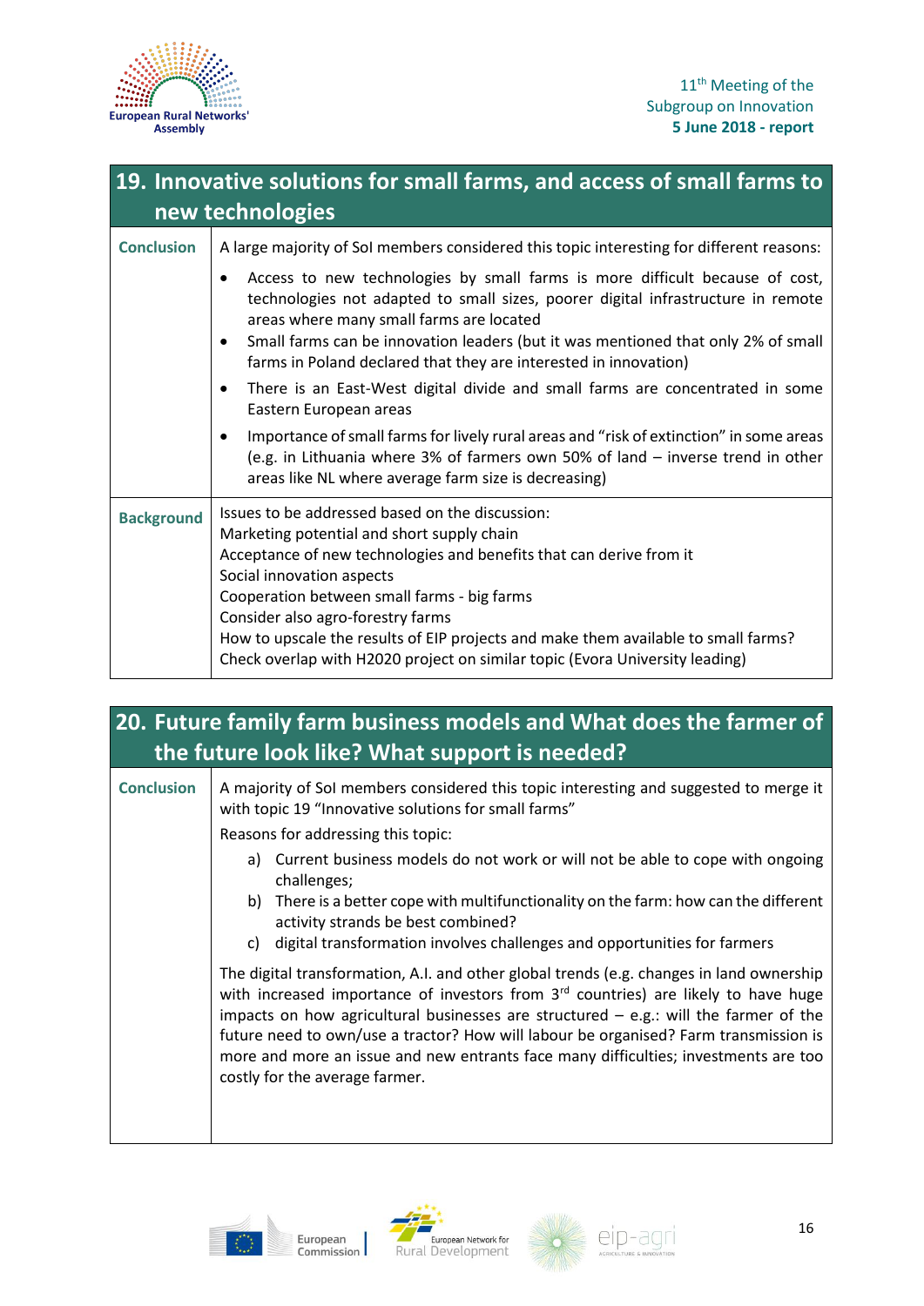## 19. Innovative solutions for small farms, and access of small farms to new technologies

**Conclusion**

A large majority of SoI members considered this topic interesting for different reasons:

- Access to new technologies by small farms is more difficult because of cost, technologies not adapted to small sizes, poorer digital infrastructure in remote areas where many small farms are located
- Small farms can be innovation leaders (but it was mentioned that only 2% of small farms in Poland declared that they are interested in innovation)
- There is an East-West digital divide and small farms are concentrated in some Eastern European areas
- Importance of small farms for lively rural areas and "risk of extinction" in some areas (e.g. in Lithuania where 3% of farmers own 50% of land – inverse trend in other areas like NL where average farm size is decreasing)

**Background**

Issues to be addressed based on the discussion:
Marketing potential and short supply chain
Acceptance of new technologies and benefits that can derive from it
Social innovation aspects
Cooperation between small farms - big farms
Consider also agro-forestry farms
How to upscale the results of EIP projects and make them available to small farms?
Check overlap with H2020 project on similar topic (Evora University leading)

## 20. Future family farm business models and What does the farmer of the future look like? What support is needed?

**Conclusion**

A majority of SoI members considered this topic interesting and suggested to merge it with topic 19 "Innovative solutions for small farms"

Reasons for addressing this topic:

a) Current business models do not work or will not be able to cope with ongoing challenges;
b) There is a better cope with multifunctionality on the farm: how can the different activity strands be best combined?
c) digital transformation involves challenges and opportunities for farmers

The digital transformation, A.I. and other global trends (e.g. changes in land ownership with increased importance of investors from 3rd countries) are likely to have huge impacts on how agricultural businesses are structured – e.g.: will the farmer of the future need to own/use a tractor? How will labour be organised? Farm transmission is more and more an issue and new entrants face many difficulties; investments are too costly for the average farmer.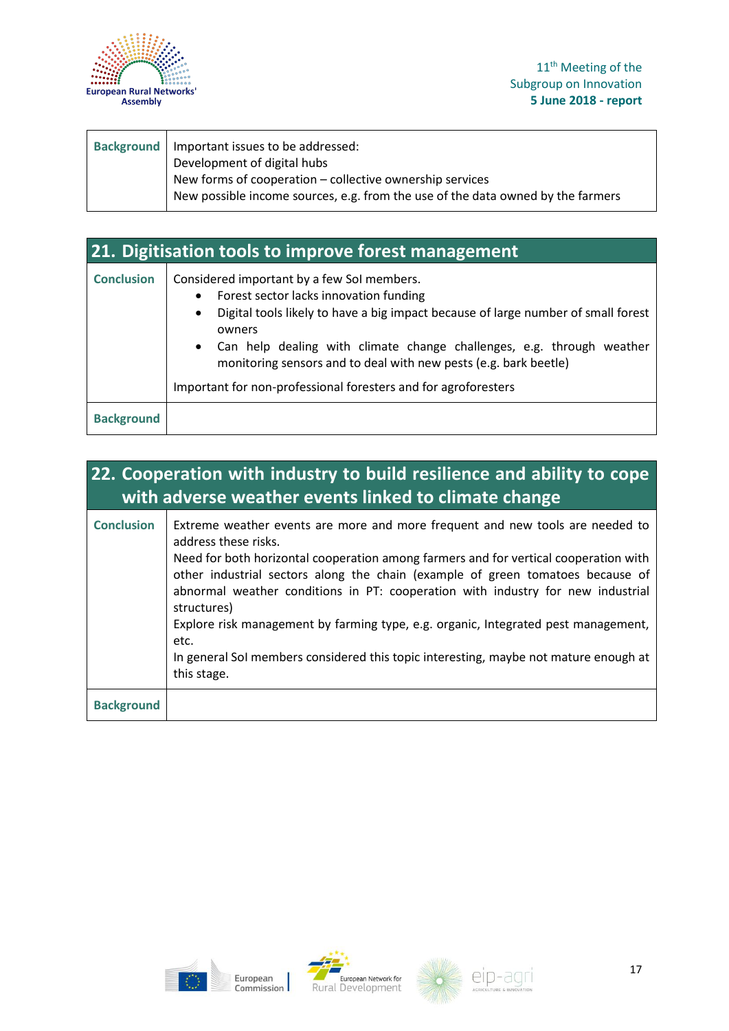| | |
|---|---|
| **Background** | Important issues to be addressed:<br>Development of digital hubs<br>New forms of cooperation – collective ownership services<br>New possible income sources, e.g. from the use of the data owned by the farmers |

## 21. Digitisation tools to improve forest management

| | |
|---|---|
| **Conclusion** | Considered important by a few SoI members.<br>• Forest sector lacks innovation funding<br>• Digital tools likely to have a big impact because of large number of small forest owners<br>• Can help dealing with climate change challenges, e.g. through weather monitoring sensors and to deal with new pests (e.g. bark beetle)<br><br>Important for non-professional foresters and for agroforesters |
| **Background** | |

## 22. Cooperation with industry to build resilience and ability to cope with adverse weather events linked to climate change

| | |
|---|---|
| **Conclusion** | Extreme weather events are more and more frequent and new tools are needed to address these risks.<br>Need for both horizontal cooperation among farmers and for vertical cooperation with other industrial sectors along the chain (example of green tomatoes because of abnormal weather conditions in PT: cooperation with industry for new industrial structures)<br>Explore risk management by farming type, e.g. organic, Integrated pest management, etc.<br>In general SoI members considered this topic interesting, maybe not mature enough at this stage. |
| **Background** | |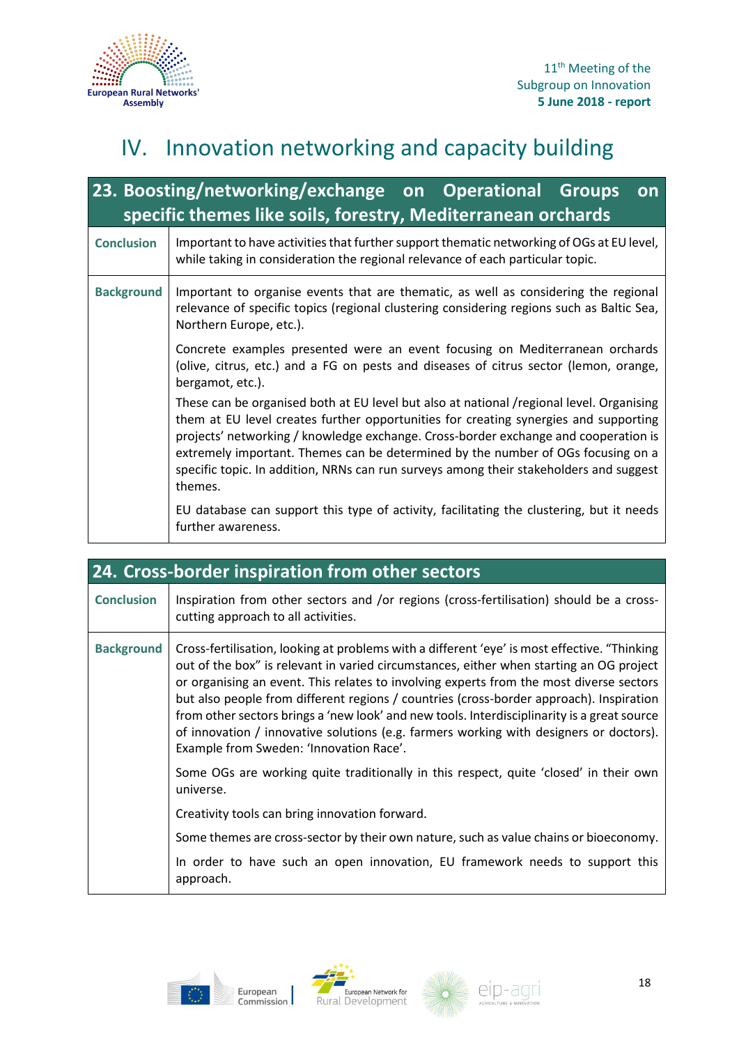# IV. Innovation networking and capacity building

| 23. Boosting/networking/exchange on Operational Groups on specific themes like soils, forestry, Mediterranean orchards | |
|---|---|
| **Conclusion** | Important to have activities that further support thematic networking of OGs at EU level, while taking in consideration the regional relevance of each particular topic. |
| **Background** | Important to organise events that are thematic, as well as considering the regional relevance of specific topics (regional clustering considering regions such as Baltic Sea, Northern Europe, etc.).<br><br>Concrete examples presented were an event focusing on Mediterranean orchards (olive, citrus, etc.) and a FG on pests and diseases of citrus sector (lemon, orange, bergamot, etc.).<br><br>These can be organised both at EU level but also at national /regional level. Organising them at EU level creates further opportunities for creating synergies and supporting projects' networking / knowledge exchange. Cross-border exchange and cooperation is extremely important. Themes can be determined by the number of OGs focusing on a specific topic. In addition, NRNs can run surveys among their stakeholders and suggest themes.<br><br>EU database can support this type of activity, facilitating the clustering, but it needs further awareness. |

| 24. Cross-border inspiration from other sectors | |
|---|---|
| **Conclusion** | Inspiration from other sectors and /or regions (cross-fertilisation) should be a cross-cutting approach to all activities. |
| **Background** | Cross-fertilisation, looking at problems with a different 'eye' is most effective. "Thinking out of the box" is relevant in varied circumstances, either when starting an OG project or organising an event. This relates to involving experts from the most diverse sectors but also people from different regions / countries (cross-border approach). Inspiration from other sectors brings a 'new look' and new tools. Interdisciplinarity is a great source of innovation / innovative solutions (e.g. farmers working with designers or doctors). Example from Sweden: 'Innovation Race'.<br><br>Some OGs are working quite traditionally in this respect, quite 'closed' in their own universe.<br><br>Creativity tools can bring innovation forward.<br><br>Some themes are cross-sector by their own nature, such as value chains or bioeconomy.<br><br>In order to have such an open innovation, EU framework needs to support this approach. |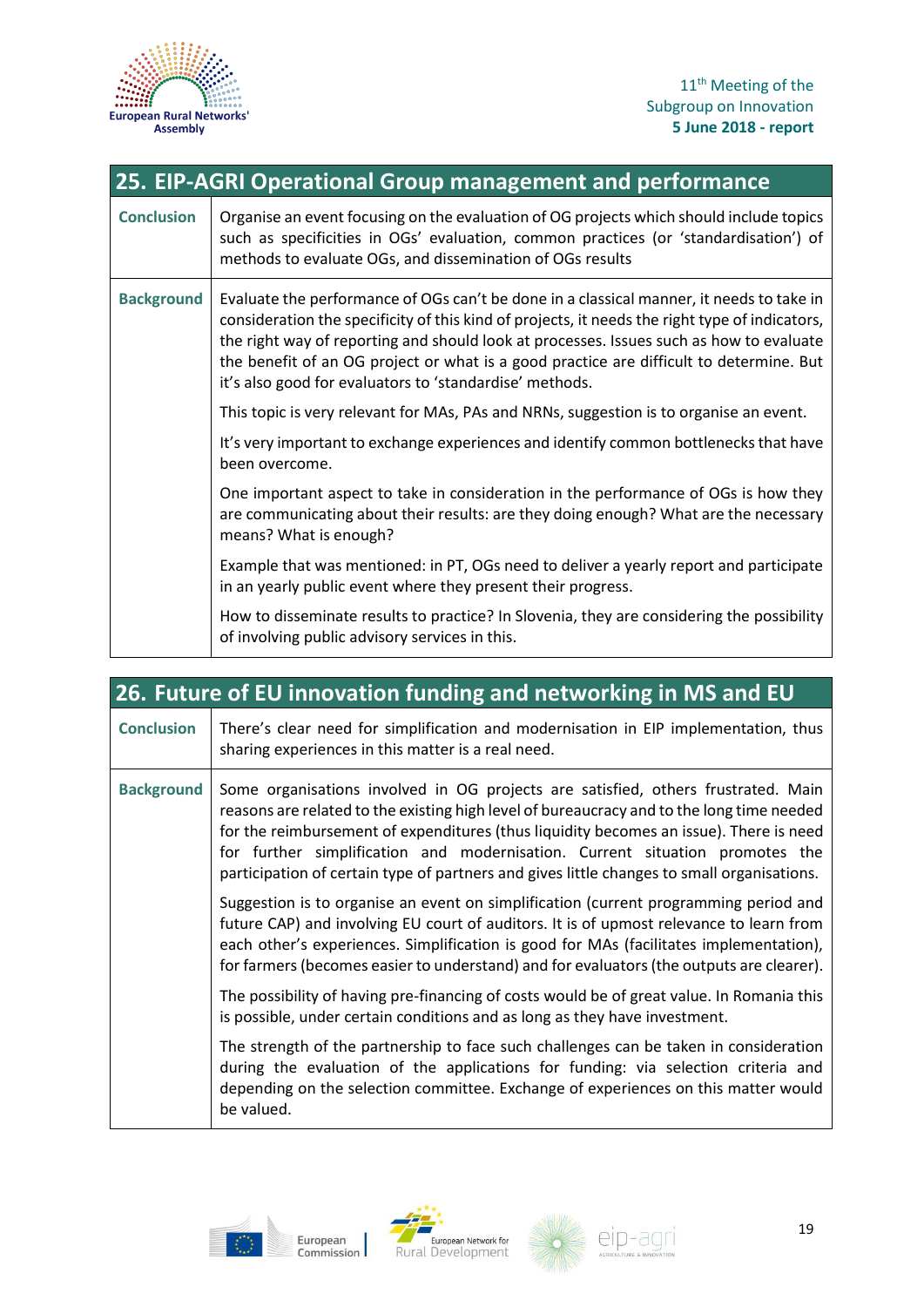| 25. EIP-AGRI Operational Group management and performance | |
|---|---|
| **Conclusion** | Organise an event focusing on the evaluation of OG projects which should include topics such as specificities in OGs' evaluation, common practices (or 'standardisation') of methods to evaluate OGs, and dissemination of OGs results |
| **Background** | Evaluate the performance of OGs can't be done in a classical manner, it needs to take in consideration the specificity of this kind of projects, it needs the right type of indicators, the right way of reporting and should look at processes. Issues such as how to evaluate the benefit of an OG project or what is a good practice are difficult to determine. But it's also good for evaluators to 'standardise' methods.<br><br>This topic is very relevant for MAs, PAs and NRNs, suggestion is to organise an event.<br><br>It's very important to exchange experiences and identify common bottlenecks that have been overcome.<br><br>One important aspect to take in consideration in the performance of OGs is how they are communicating about their results: are they doing enough? What are the necessary means? What is enough?<br><br>Example that was mentioned: in PT, OGs need to deliver a yearly report and participate in an yearly public event where they present their progress.<br><br>How to disseminate results to practice? In Slovenia, they are considering the possibility of involving public advisory services in this. |

| 26. Future of EU innovation funding and networking in MS and EU | |
|---|---|
| **Conclusion** | There's clear need for simplification and modernisation in EIP implementation, thus sharing experiences in this matter is a real need. |
| **Background** | Some organisations involved in OG projects are satisfied, others frustrated. Main reasons are related to the existing high level of bureaucracy and to the long time needed for the reimbursement of expenditures (thus liquidity becomes an issue). There is need for further simplification and modernisation. Current situation promotes the participation of certain type of partners and gives little changes to small organisations.<br><br>Suggestion is to organise an event on simplification (current programming period and future CAP) and involving EU court of auditors. It is of upmost relevance to learn from each other's experiences. Simplification is good for MAs (facilitates implementation), for farmers (becomes easier to understand) and for evaluators (the outputs are clearer).<br><br>The possibility of having pre-financing of costs would be of great value. In Romania this is possible, under certain conditions and as long as they have investment.<br><br>The strength of the partnership to face such challenges can be taken in consideration during the evaluation of the applications for funding: via selection criteria and depending on the selection committee. Exchange of experiences on this matter would be valued. |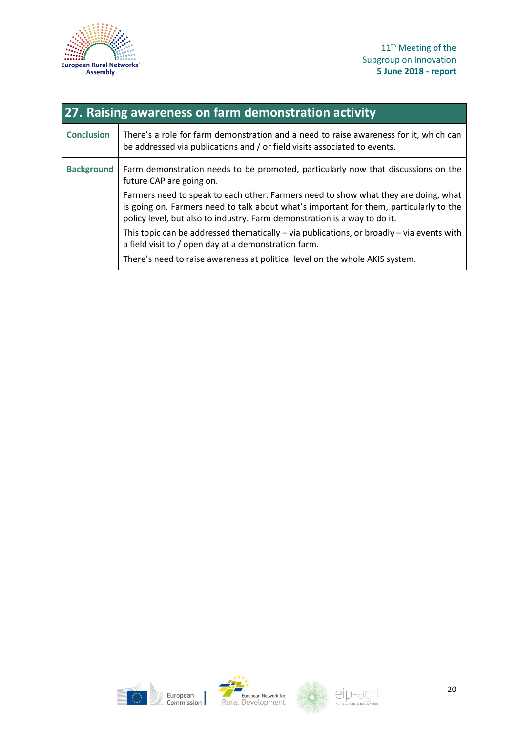## 27. Raising awareness on farm demonstration activity

| | |
|---|---|
| **Conclusion** | There's a role for farm demonstration and a need to raise awareness for it, which can be addressed via publications and / or field visits associated to events. |
| **Background** | Farm demonstration needs to be promoted, particularly now that discussions on the future CAP are going on.<br>Farmers need to speak to each other. Farmers need to show what they are doing, what is going on. Farmers need to talk about what's important for them, particularly to the policy level, but also to industry. Farm demonstration is a way to do it.<br>This topic can be addressed thematically – via publications, or broadly – via events with a field visit to / open day at a demonstration farm.<br>There's need to raise awareness at political level on the whole AKIS system. |